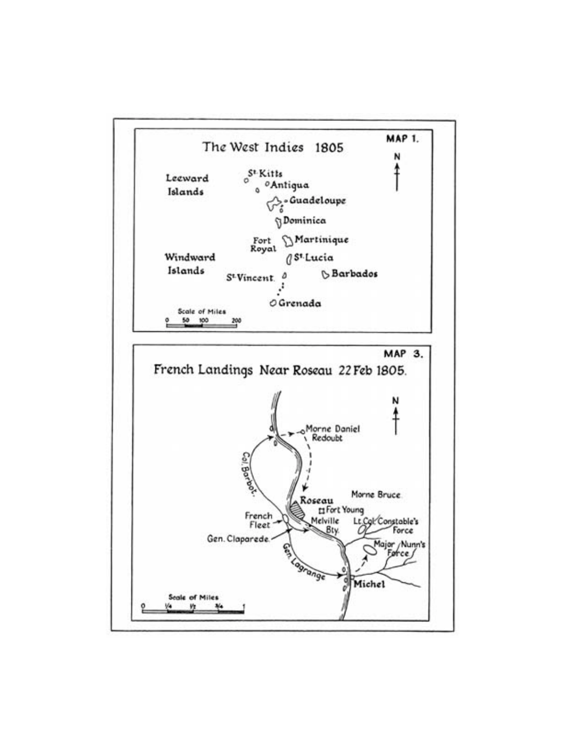## MAP 1.

# The West Indies 1805

N

Leeward Islands

St Kitts

Antigua

Guadeloupe

Dominica

Fort Royal

Martinique

Windward Islands

St Lucia

Barbados

St Vincent

Grenada

Scale of Miles

0 50 100 200

## MAP 3.

# French Landings Near Roseau 22 Feb 1805.

N

Morne Daniel Redoubt

Col. Barbot.

Roseau

Morne Bruce

Fort Young

French Fleet

Melville Bty.

Lt.Col. Constable's Force

Gen. Claparede.

Major Nunn's Force

Gen. Lagrange

Michel

Scale of Miles

0 1/4 1/2 3/4 1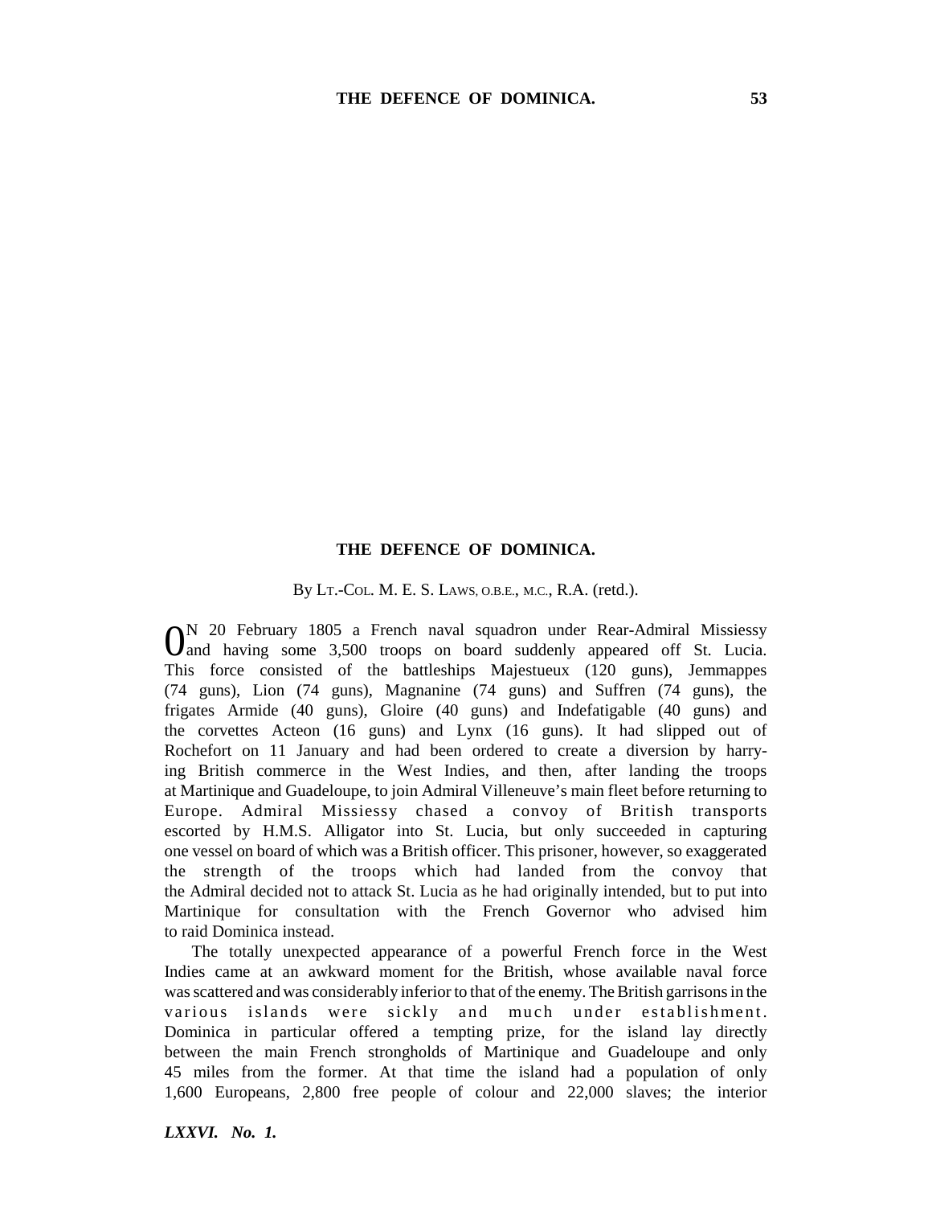# THE DEFENCE OF DOMINICA.

By LT.-COL. M. E. S. LAWS, O.B.E., M.C., R.A. (retd.).

ON 20 February 1805 a French naval squadron under Rear-Admiral Missiessy and having some 3,500 troops on board suddenly appeared off St. Lucia. This force consisted of the battleships Majestueux (120 guns), Jemmappes (74 guns), Lion (74 guns), Magnanine (74 guns) and Suffren (74 guns), the frigates Armide (40 guns), Gloire (40 guns) and Indefatigable (40 guns) and the corvettes Acteon (16 guns) and Lynx (16 guns). It had slipped out of Rochefort on 11 January and had been ordered to create a diversion by harrying British commerce in the West Indies, and then, after landing the troops at Martinique and Guadeloupe, to join Admiral Villeneuve's main fleet before returning to Europe. Admiral Missiessy chased a convoy of British transports escorted by H.M.S. Alligator into St. Lucia, but only succeeded in capturing one vessel on board of which was a British officer. This prisoner, however, so exaggerated the strength of the troops which had landed from the convoy that the Admiral decided not to attack St. Lucia as he had originally intended, but to put into Martinique for consultation with the French Governor who advised him to raid Dominica instead.

The totally unexpected appearance of a powerful French force in the West Indies came at an awkward moment for the British, whose available naval force was scattered and was considerably inferior to that of the enemy. The British garrisons in the various islands were sickly and much under establishment. Dominica in particular offered a tempting prize, for the island lay directly between the main French strongholds of Martinique and Guadeloupe and only 45 miles from the former. At that time the island had a population of only 1,600 Europeans, 2,800 free people of colour and 22,000 slaves; the interior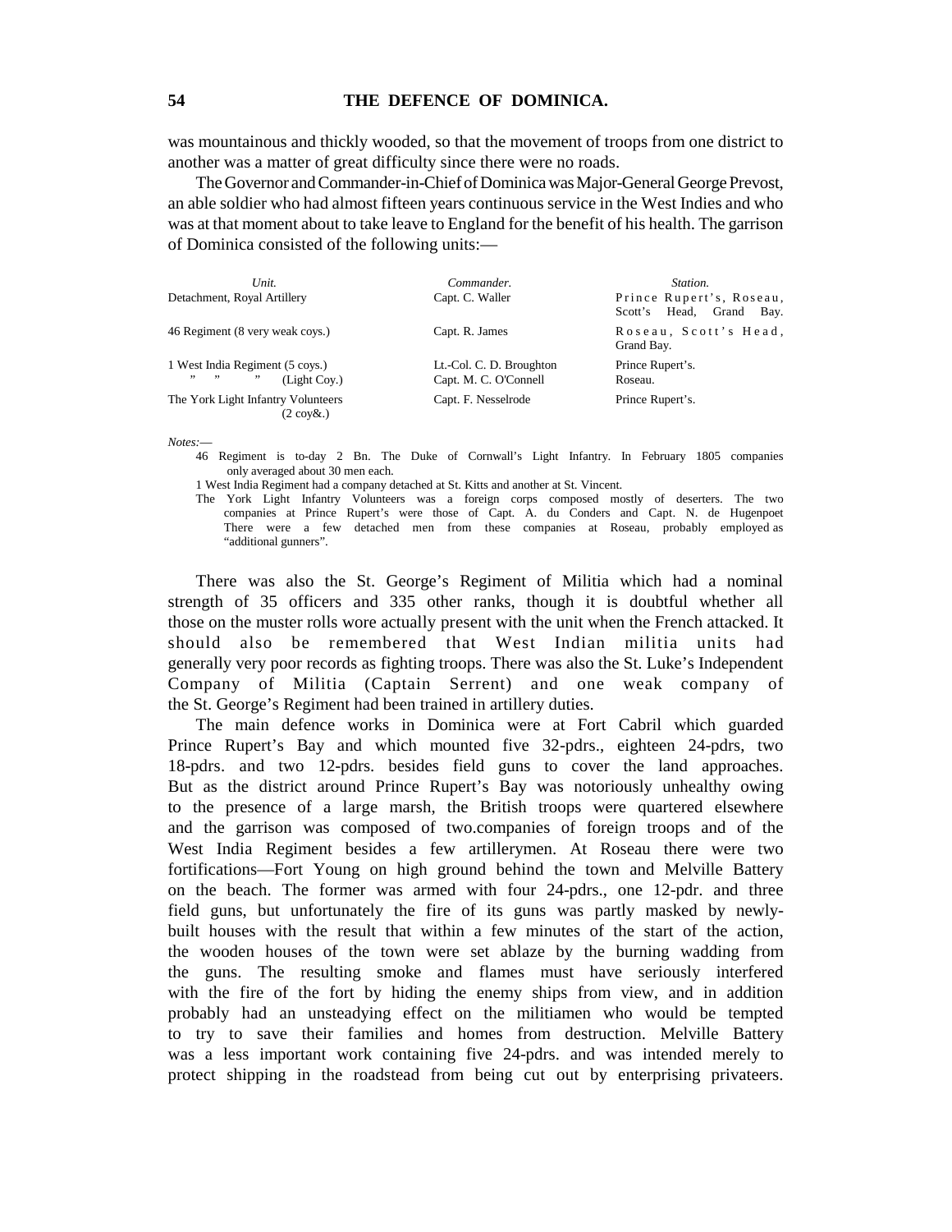was mountainous and thickly wooded, so that the movement of troops from one district to another was a matter of great difficulty since there were no roads.

The Governor and Commander-in-Chief of Dominica was Major-General George Prevost, an able soldier who had almost fifteen years continuous service in the West Indies and who was at that moment about to take leave to England for the benefit of his health. The garrison of Dominica consisted of the following units:—

| *Unit.* | *Commander.* | *Station.* |
|---|---|---|
| Detachment, Royal Artillery | Capt. C. Waller | Prince Rupert's, Roseau, Scott's Head, Grand Bay. |
| 46 Regiment (8 very weak coys.) | Capt. R. James | Roseau, Scott's Head, Grand Bay. |
| 1 West India Regiment (5 coys.) | Lt.-Col. C. D. Broughton | Prince Rupert's. |
| " " " (Light Coy.) | Capt. M. C. O'Connell | Roseau. |
| The York Light Infantry Volunteers (2 coy&.) | Capt. F. Nesselrode | Prince Rupert's. |

*Notes:*—

46 Regiment is to-day 2 Bn. The Duke of Cornwall's Light Infantry. In February 1805 companies only averaged about 30 men each.

1 West India Regiment had a company detached at St. Kitts and another at St. Vincent.

The York Light Infantry Volunteers was a foreign corps composed mostly of deserters. The two companies at Prince Rupert's were those of Capt. A. du Conders and Capt. N. de Hugenpoet There were a few detached men from these companies at Roseau, probably employed as "additional gunners".

There was also the St. George's Regiment of Militia which had a nominal strength of 35 officers and 335 other ranks, though it is doubtful whether all those on the muster rolls wore actually present with the unit when the French attacked. It should also be remembered that West Indian militia units had generally very poor records as fighting troops. There was also the St. Luke's Independent Company of Militia (Captain Serrent) and one weak company of the St. George's Regiment had been trained in artillery duties.

The main defence works in Dominica were at Fort Cabril which guarded Prince Rupert's Bay and which mounted five 32-pdrs., eighteen 24-pdrs, two 18-pdrs. and two 12-pdrs. besides field guns to cover the land approaches. But as the district around Prince Rupert's Bay was notoriously unhealthy owing to the presence of a large marsh, the British troops were quartered elsewhere and the garrison was composed of two.companies of foreign troops and of the West India Regiment besides a few artillerymen. At Roseau there were two fortifications—Fort Young on high ground behind the town and Melville Battery on the beach. The former was armed with four 24-pdrs., one 12-pdr. and three field guns, but unfortunately the fire of its guns was partly masked by newly-built houses with the result that within a few minutes of the start of the action, the wooden houses of the town were set ablaze by the burning wadding from the guns. The resulting smoke and flames must have seriously interfered with the fire of the fort by hiding the enemy ships from view, and in addition probably had an unsteadying effect on the militiamen who would be tempted to try to save their families and homes from destruction. Melville Battery was a less important work containing five 24-pdrs. and was intended merely to protect shipping in the roadstead from being cut out by enterprising privateers.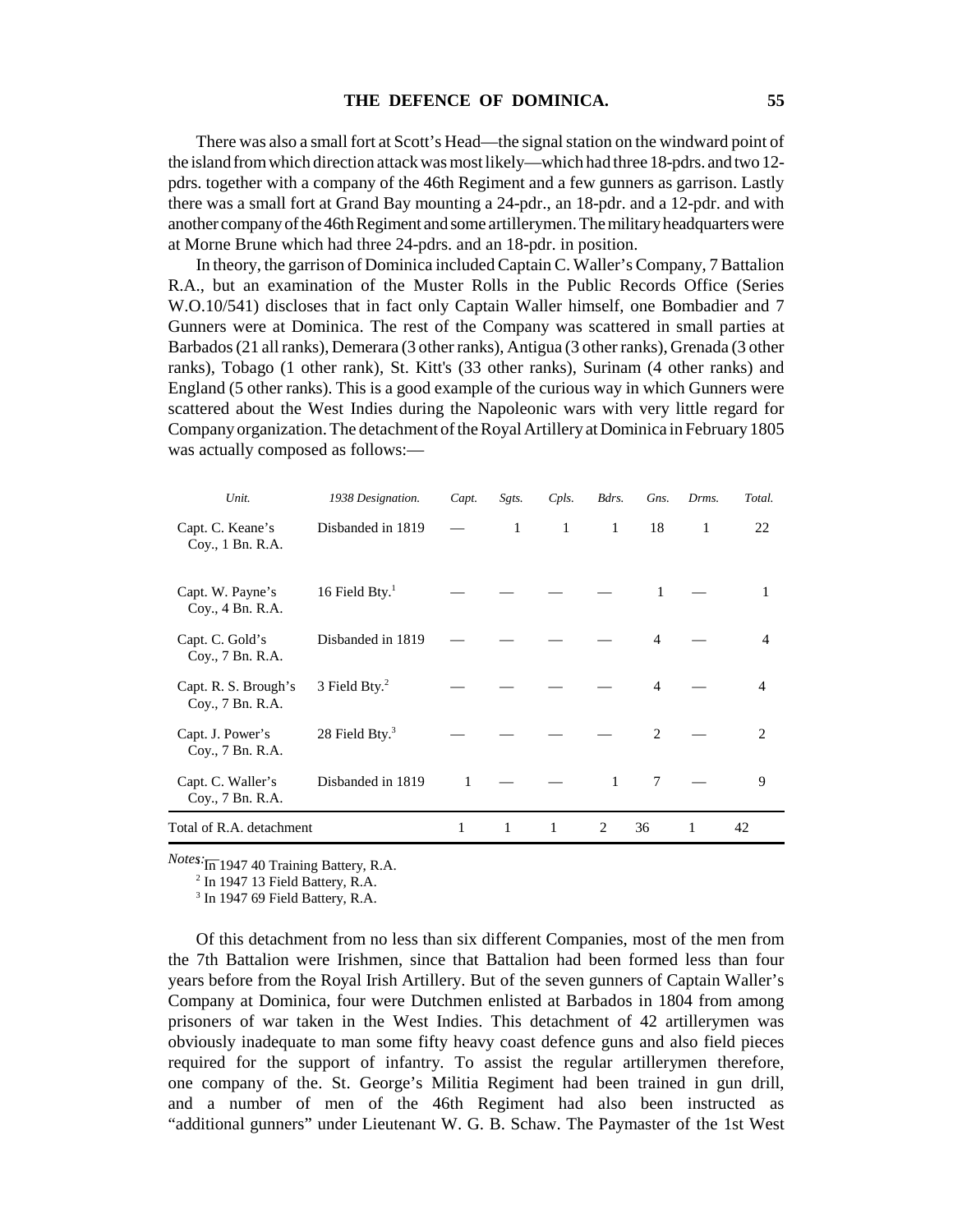There was also a small fort at Scott's Head—the signal station on the windward point of the island from which direction attack was most likely—which had three 18-pdrs. and two 12-pdrs. together with a company of the 46th Regiment and a few gunners as garrison. Lastly there was a small fort at Grand Bay mounting a 24-pdr., an 18-pdr. and a 12-pdr. and with another company of the 46th Regiment and some artillerymen. The military headquarters were at Morne Brune which had three 24-pdrs. and an 18-pdr. in position.

In theory, the garrison of Dominica included Captain C. Waller's Company, 7 Battalion R.A., but an examination of the Muster Rolls in the Public Records Office (Series W.O.10/541) discloses that in fact only Captain Waller himself, one Bombadier and 7 Gunners were at Dominica. The rest of the Company was scattered in small parties at Barbados (21 all ranks), Demerara (3 other ranks), Antigua (3 other ranks), Grenada (3 other ranks), Tobago (1 other rank), St. Kitt's (33 other ranks), Surinam (4 other ranks) and England (5 other ranks). This is a good example of the curious way in which Gunners were scattered about the West Indies during the Napoleonic wars with very little regard for Company organization. The detachment of the Royal Artillery at Dominica in February 1805 was actually composed as follows:—

| *Unit.* | *1938 Designation.* | *Capt.* | *Sgts.* | *Cpls.* | *Bdrs.* | *Gns.* | *Drms.* | *Total.* |
|---|---|---|---|---|---|---|---|---|
| Capt. C. Keane's Coy., 1 Bn. R.A. | Disbanded in 1819 | — | 1 | 1 | 1 | 18 | 1 | 22 |
| Capt. W. Payne's Coy., 4 Bn. R.A. | 16 Field Bty.[1] | — | — | — | — | 1 | — | 1 |
| Capt. C. Gold's Coy., 7 Bn. R.A. | Disbanded in 1819 | — | — | — | — | 4 | — | 4 |
| Capt. R. S. Brough's Coy., 7 Bn. R.A. | 3 Field Bty.[2] | — | — | — | — | 4 | — | 4 |
| Capt. J. Power's Coy., 7 Bn. R.A. | 28 Field Bty.[3] | — | — | — | — | 2 | — | 2 |
| Capt. C. Waller's Coy., 7 Bn. R.A. | Disbanded in 1819 | 1 | — | — | 1 | 7 | — | 9 |
| Total of R.A. detachment | | 1 | 1 | 1 | 2 | 36 | 1 | 42 |

*Notes:* [1] In 1947 40 Training Battery, R.A.

[2] In 1947 13 Field Battery, R.A.

[3] In 1947 69 Field Battery, R.A.

Of this detachment from no less than six different Companies, most of the men from the 7th Battalion were Irishmen, since that Battalion had been formed less than four years before from the Royal Irish Artillery. But of the seven gunners of Captain Waller's Company at Dominica, four were Dutchmen enlisted at Barbados in 1804 from among prisoners of war taken in the West Indies. This detachment of 42 artillerymen was obviously inadequate to man some fifty heavy coast defence guns and also field pieces required for the support of infantry. To assist the regular artillerymen therefore, one company of the. St. George's Militia Regiment had been trained in gun drill, and a number of men of the 46th Regiment had also been instructed as "additional gunners" under Lieutenant W. G. B. Schaw. The Paymaster of the 1st West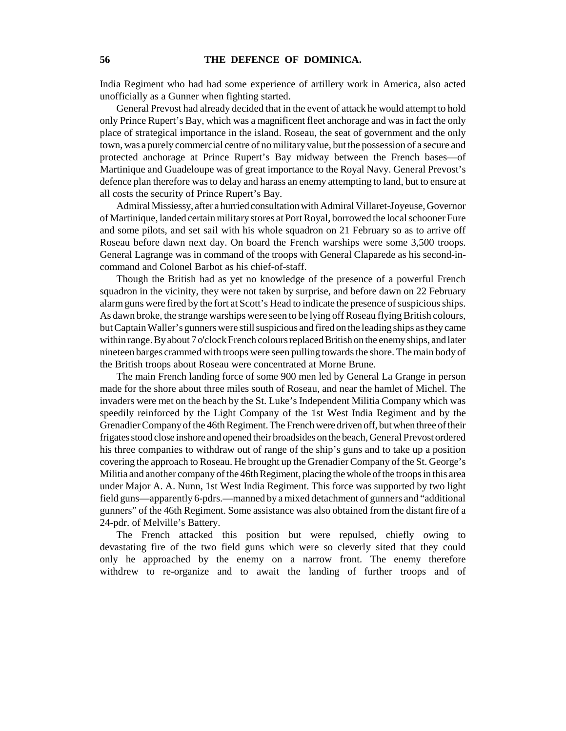India Regiment who had had some experience of artillery work in America, also acted unofficially as a Gunner when fighting started.

General Prevost had already decided that in the event of attack he would attempt to hold only Prince Rupert's Bay, which was a magnificent fleet anchorage and was in fact the only place of strategical importance in the island. Roseau, the seat of government and the only town, was a purely commercial centre of no military value, but the possession of a secure and protected anchorage at Prince Rupert's Bay midway between the French bases—of Martinique and Guadeloupe was of great importance to the Royal Navy. General Prevost's defence plan therefore was to delay and harass an enemy attempting to land, but to ensure at all costs the security of Prince Rupert's Bay.

Admiral Missiessy, after a hurried consultation with Admiral Villaret-Joyeuse, Governor of Martinique, landed certain military stores at Port Royal, borrowed the local schooner Fure and some pilots, and set sail with his whole squadron on 21 February so as to arrive off Roseau before dawn next day. On board the French warships were some 3,500 troops. General Lagrange was in command of the troops with General Claparede as his second-in-command and Colonel Barbot as his chief-of-staff.

Though the British had as yet no knowledge of the presence of a powerful French squadron in the vicinity, they were not taken by surprise, and before dawn on 22 February alarm guns were fired by the fort at Scott's Head to indicate the presence of suspicious ships. As dawn broke, the strange warships were seen to be lying off Roseau flying British colours, but Captain Waller's gunners were still suspicious and fired on the leading ships as they came within range. By about 7 o'clock French colours replaced British on the enemy ships, and later nineteen barges crammed with troops were seen pulling towards the shore. The main body of the British troops about Roseau were concentrated at Morne Brune.

The main French landing force of some 900 men led by General La Grange in person made for the shore about three miles south of Roseau, and near the hamlet of Michel. The invaders were met on the beach by the St. Luke's Independent Militia Company which was speedily reinforced by the Light Company of the 1st West India Regiment and by the Grenadier Company of the 46th Regiment. The French were driven off, but when three of their frigates stood close inshore and opened their broadsides on the beach, General Prevost ordered his three companies to withdraw out of range of the ship's guns and to take up a position covering the approach to Roseau. He brought up the Grenadier Company of the St. George's Militia and another company of the 46th Regiment, placing the whole of the troops in this area under Major A. A. Nunn, 1st West India Regiment. This force was supported by two light field guns—apparently 6-pdrs.—manned by a mixed detachment of gunners and "additional gunners" of the 46th Regiment. Some assistance was also obtained from the distant fire of a 24-pdr. of Melville's Battery.

The French attacked this position but were repulsed, chiefly owing to devastating fire of the two field guns which were so cleverly sited that they could only he approached by the enemy on a narrow front. The enemy therefore withdrew to re-organize and to await the landing of further troops and of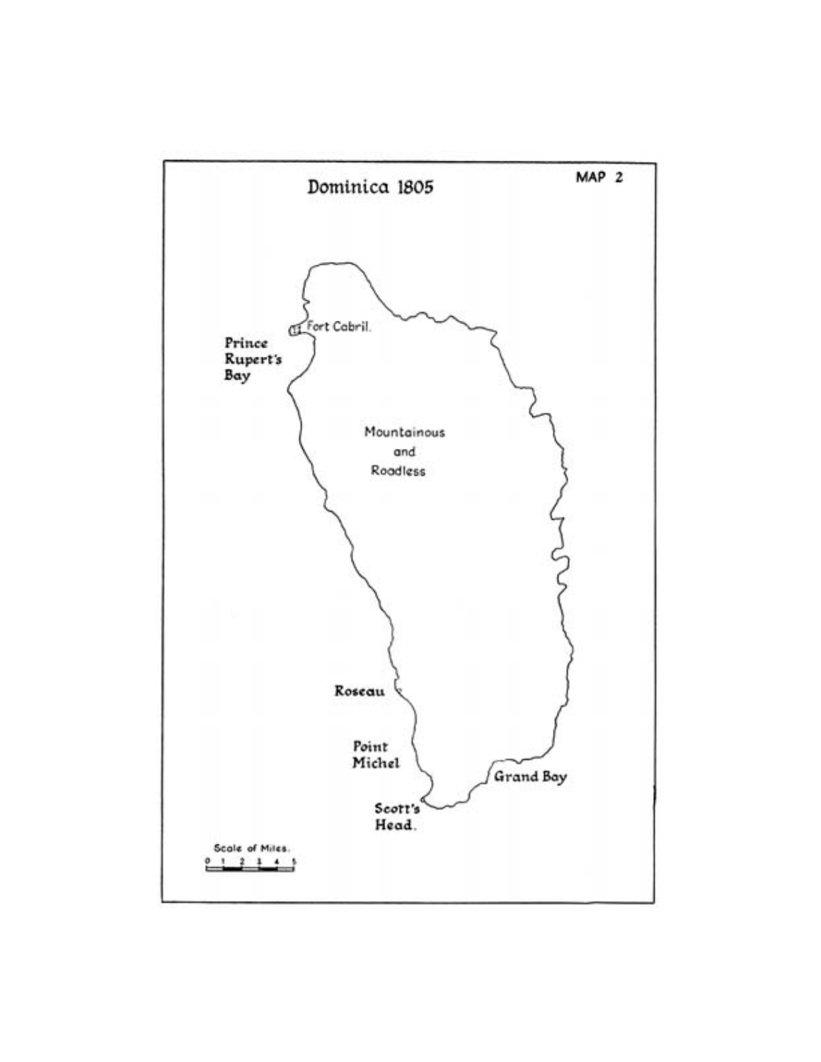# Dominica 1805

MAP 2

Fort Cabril.

Prince Rupert's Bay

Mountainous and Roadless

Roseau

Point Michel

Grand Bay

Scott's Head.

Scale of Miles.

0 1 2 3 4 5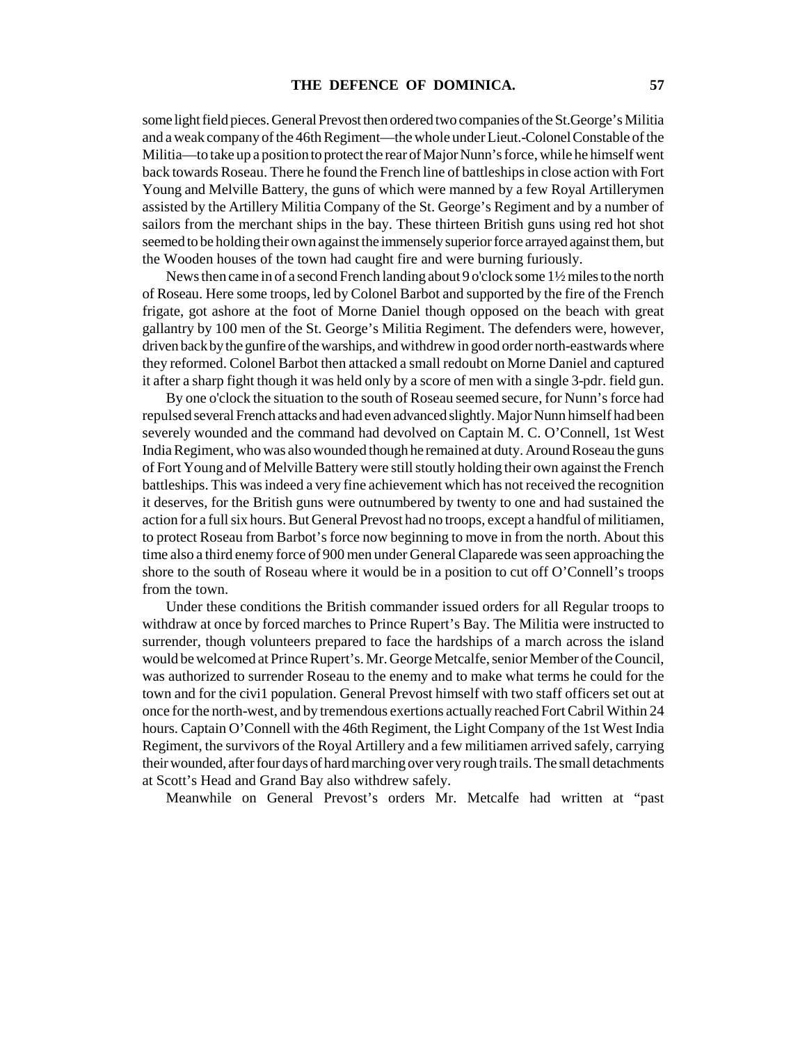some light field pieces. General Prevost then ordered two companies of the St.George's Militia and a weak company of the 46th Regiment—the whole under Lieut.-Colonel Constable of the Militia—to take up a position to protect the rear of Major Nunn's force, while he himself went back towards Roseau. There he found the French line of battleships in close action with Fort Young and Melville Battery, the guns of which were manned by a few Royal Artillerymen assisted by the Artillery Militia Company of the St. George's Regiment and by a number of sailors from the merchant ships in the bay. These thirteen British guns using red hot shot seemed to be holding their own against the immensely superior force arrayed against them, but the Wooden houses of the town had caught fire and were burning furiously.

News then came in of a second French landing about 9 o'clock some 1½ miles to the north of Roseau. Here some troops, led by Colonel Barbot and supported by the fire of the French frigate, got ashore at the foot of Morne Daniel though opposed on the beach with great gallantry by 100 men of the St. George's Militia Regiment. The defenders were, however, driven back by the gunfire of the warships, and withdrew in good order north-eastwards where they reformed. Colonel Barbot then attacked a small redoubt on Morne Daniel and captured it after a sharp fight though it was held only by a score of men with a single 3-pdr. field gun.

By one o'clock the situation to the south of Roseau seemed secure, for Nunn's force had repulsed several French attacks and had even advanced slightly. Major Nunn himself had been severely wounded and the command had devolved on Captain M. C. O'Connell, 1st West India Regiment, who was also wounded though he remained at duty. Around Roseau the guns of Fort Young and of Melville Battery were still stoutly holding their own against the French battleships. This was indeed a very fine achievement which has not received the recognition it deserves, for the British guns were outnumbered by twenty to one and had sustained the action for a full six hours. But General Prevost had no troops, except a handful of militiamen, to protect Roseau from Barbot's force now beginning to move in from the north. About this time also a third enemy force of 900 men under General Claparede was seen approaching the shore to the south of Roseau where it would be in a position to cut off O'Connell's troops from the town.

Under these conditions the British commander issued orders for all Regular troops to withdraw at once by forced marches to Prince Rupert's Bay. The Militia were instructed to surrender, though volunteers prepared to face the hardships of a march across the island would be welcomed at Prince Rupert's. Mr. George Metcalfe, senior Member of the Council, was authorized to surrender Roseau to the enemy and to make what terms he could for the town and for the civi1 population. General Prevost himself with two staff officers set out at once for the north-west, and by tremendous exertions actually reached Fort Cabril Within 24 hours. Captain O'Connell with the 46th Regiment, the Light Company of the 1st West India Regiment, the survivors of the Royal Artillery and a few militiamen arrived safely, carrying their wounded, after four days of hard marching over very rough trails. The small detachments at Scott's Head and Grand Bay also withdrew safely.

Meanwhile on General Prevost's orders Mr. Metcalfe had written at "past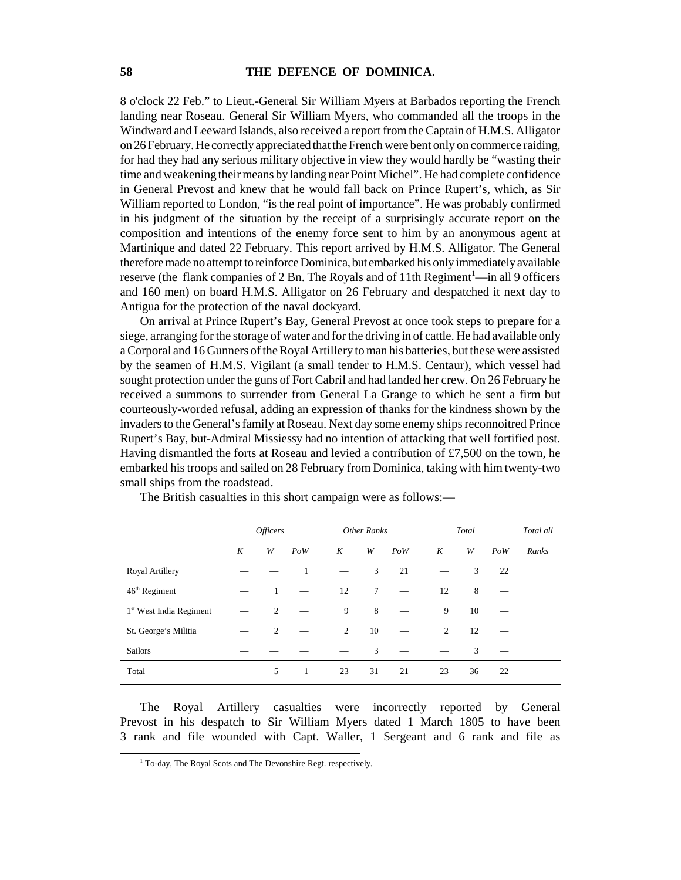8 o'clock 22 Feb." to Lieut.-General Sir William Myers at Barbados reporting the French landing near Roseau. General Sir William Myers, who commanded all the troops in the Windward and Leeward Islands, also received a report from the Captain of H.M.S. Alligator on 26 February. He correctly appreciated that the French were bent only on commerce raiding, for had they had any serious military objective in view they would hardly be "wasting their time and weakening their means by landing near Point Michel". He had complete confidence in General Prevost and knew that he would fall back on Prince Rupert's, which, as Sir William reported to London, "is the real point of importance". He was probably confirmed in his judgment of the situation by the receipt of a surprisingly accurate report on the composition and intentions of the enemy force sent to him by an anonymous agent at Martinique and dated 22 February. This report arrived by H.M.S. Alligator. The General therefore made no attempt to reinforce Dominica, but embarked his only immediately available reserve (the flank companies of 2 Bn. The Royals and of 11th Regiment[1]—in all 9 officers and 160 men) on board H.M.S. Alligator on 26 February and despatched it next day to Antigua for the protection of the naval dockyard.

On arrival at Prince Rupert's Bay, General Prevost at once took steps to prepare for a siege, arranging for the storage of water and for the driving in of cattle. He had available only a Corporal and 16 Gunners of the Royal Artillery to man his batteries, but these were assisted by the seamen of H.M.S. Vigilant (a small tender to H.M.S. Centaur), which vessel had sought protection under the guns of Fort Cabril and had landed her crew. On 26 February he received a summons to surrender from General La Grange to which he sent a firm but courteously-worded refusal, adding an expression of thanks for the kindness shown by the invaders to the General's family at Roseau. Next day some enemy ships reconnoitred Prince Rupert's Bay, but-Admiral Missiessy had no intention of attacking that well fortified post. Having dismantled the forts at Roseau and levied a contribution of £7,500 on the town, he embarked his troops and sailed on 28 February from Dominica, taking with him twenty-two small ships from the roadstead.

The British casualties in this short campaign were as follows:—

| | *Officers* | | | *Other Ranks* | | | *Total* | | | *Total all* |
|---|---|---|---|---|---|---|---|---|---|---|
| | *K* | *W* | *PoW* | *K* | *W* | *PoW* | *K* | *W* | *PoW* | *Ranks* |
| Royal Artillery | — | — | 1 | — | 3 | 21 | — | 3 | 22 | |
| 46th Regiment | — | 1 | — | 12 | 7 | — | 12 | 8 | — | |
| 1st West India Regiment | — | 2 | — | 9 | 8 | — | 9 | 10 | — | |
| St. George's Militia | — | 2 | — | 2 | 10 | — | 2 | 12 | — | |
| Sailors | — | — | — | — | 3 | — | — | 3 | — | |
| Total | — | 5 | 1 | 23 | 31 | 21 | 23 | 36 | 22 | |

The Royal Artillery casualties were incorrectly reported by General Prevost in his despatch to Sir William Myers dated 1 March 1805 to have been 3 rank and file wounded with Capt. Waller, 1 Sergeant and 6 rank and file as

[1] To-day, The Royal Scots and The Devonshire Regt. respectively.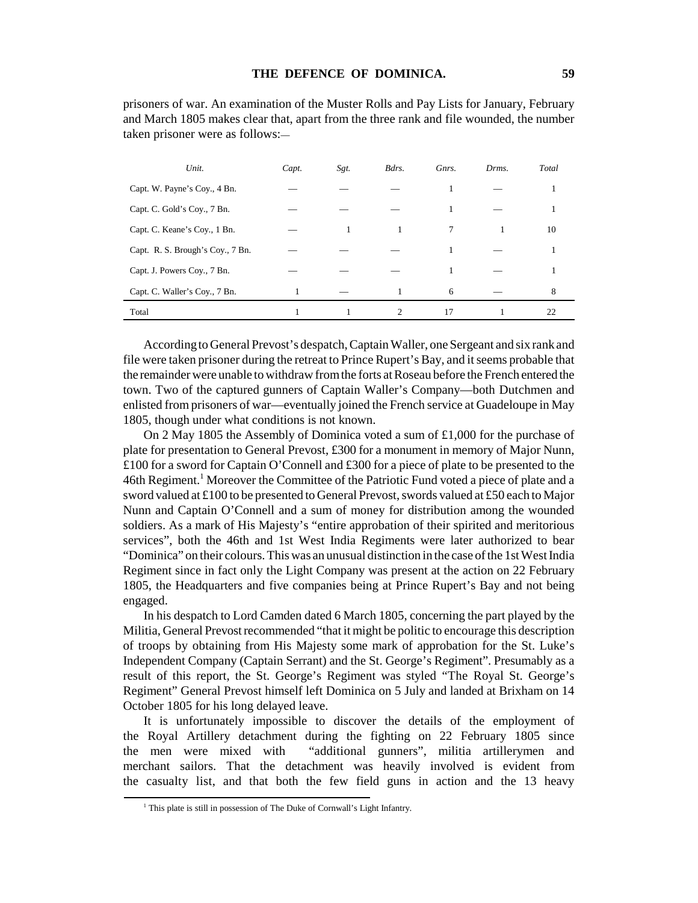prisoners of war. An examination of the Muster Rolls and Pay Lists for January, February and March 1805 makes clear that, apart from the three rank and file wounded, the number taken prisoner were as follows:—

| *Unit.* | *Capt.* | *Sgt.* | *Bdrs.* | *Gnrs.* | *Drms.* | *Total* |
|---|---|---|---|---|---|---|
| Capt. W. Payne's Coy., 4 Bn. | — | — | — | 1 | — | 1 |
| Capt. C. Gold's Coy., 7 Bn. | — | — | — | 1 | — | 1 |
| Capt. C. Keane's Coy., 1 Bn. | — | 1 | 1 | 7 | 1 | 10 |
| Capt. R. S. Brough's Coy., 7 Bn. | — | — | — | 1 | — | 1 |
| Capt. J. Powers Coy., 7 Bn. | — | — | — | 1 | — | 1 |
| Capt. C. Waller's Coy., 7 Bn. | 1 | — | 1 | 6 | — | 8 |
| Total | 1 | 1 | 2 | 17 | 1 | 22 |

According to General Prevost's despatch, Captain Waller, one Sergeant and six rank and file were taken prisoner during the retreat to Prince Rupert's Bay, and it seems probable that the remainder were unable to withdraw from the forts at Roseau before the French entered the town. Two of the captured gunners of Captain Waller's Company—both Dutchmen and enlisted from prisoners of war—eventually joined the French service at Guadeloupe in May 1805, though under what conditions is not known.

On 2 May 1805 the Assembly of Dominica voted a sum of £1,000 for the purchase of plate for presentation to General Prevost, £300 for a monument in memory of Major Nunn, £100 for a sword for Captain O'Connell and £300 for a piece of plate to be presented to the 46th Regiment.[1] Moreover the Committee of the Patriotic Fund voted a piece of plate and a sword valued at £100 to be presented to General Prevost, swords valued at £50 each to Major Nunn and Captain O'Connell and a sum of money for distribution among the wounded soldiers. As a mark of His Majesty's "entire approbation of their spirited and meritorious services", both the 46th and 1st West India Regiments were later authorized to bear "Dominica" on their colours. This was an unusual distinction in the case of the 1st West India Regiment since in fact only the Light Company was present at the action on 22 February 1805, the Headquarters and five companies being at Prince Rupert's Bay and not being engaged.

In his despatch to Lord Camden dated 6 March 1805, concerning the part played by the Militia, General Prevost recommended "that it might be politic to encourage this description of troops by obtaining from His Majesty some mark of approbation for the St. Luke's Independent Company (Captain Serrant) and the St. George's Regiment". Presumably as a result of this report, the St. George's Regiment was styled "The Royal St. George's Regiment" General Prevost himself left Dominica on 5 July and landed at Brixham on 14 October 1805 for his long delayed leave.

It is unfortunately impossible to discover the details of the employment of the Royal Artillery detachment during the fighting on 22 February 1805 since the men were mixed with "additional gunners", militia artillerymen and merchant sailors. That the detachment was heavily involved is evident from the casualty list, and that both the few field guns in action and the 13 heavy

[1] This plate is still in possession of The Duke of Cornwall's Light Infantry.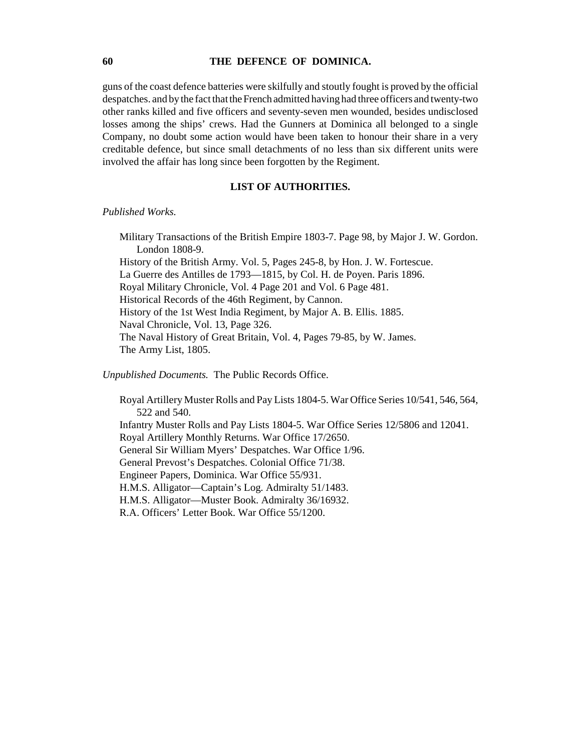guns of the coast defence batteries were skilfully and stoutly fought is proved by the official despatches. and by the fact that the French admitted having had three officers and twenty-two other ranks killed and five officers and seventy-seven men wounded, besides undisclosed losses among the ships' crews. Had the Gunners at Dominica all belonged to a single Company, no doubt some action would have been taken to honour their share in a very creditable defence, but since small detachments of no less than six different units were involved the affair has long since been forgotten by the Regiment.

## LIST OF AUTHORITIES.

*Published Works.*

Military Transactions of the British Empire 1803-7. Page 98, by Major J. W. Gordon. London 1808-9.
History of the British Army. Vol. 5, Pages 245-8, by Hon. J. W. Fortescue.
La Guerre des Antilles de 1793—1815, by Col. H. de Poyen. Paris 1896.
Royal Military Chronicle, Vol. 4 Page 201 and Vol. 6 Page 481.
Historical Records of the 46th Regiment, by Cannon.
History of the 1st West India Regiment, by Major A. B. Ellis. 1885.
Naval Chronicle, Vol. 13, Page 326.
The Naval History of Great Britain, Vol. 4, Pages 79-85, by W. James.
The Army List, 1805.

*Unpublished Documents.* The Public Records Office.

Royal Artillery Muster Rolls and Pay Lists 1804-5. War Office Series 10/541, 546, 564, 522 and 540.
Infantry Muster Rolls and Pay Lists 1804-5. War Office Series 12/5806 and 12041.
Royal Artillery Monthly Returns. War Office 17/2650.
General Sir William Myers' Despatches. War Office 1/96.
General Prevost's Despatches. Colonial Office 71/38.
Engineer Papers, Dominica. War Office 55/931.
H.M.S. Alligator—Captain's Log. Admiralty 51/1483.
H.M.S. Alligator—Muster Book. Admiralty 36/16932.
R.A. Officers' Letter Book. War Office 55/1200.